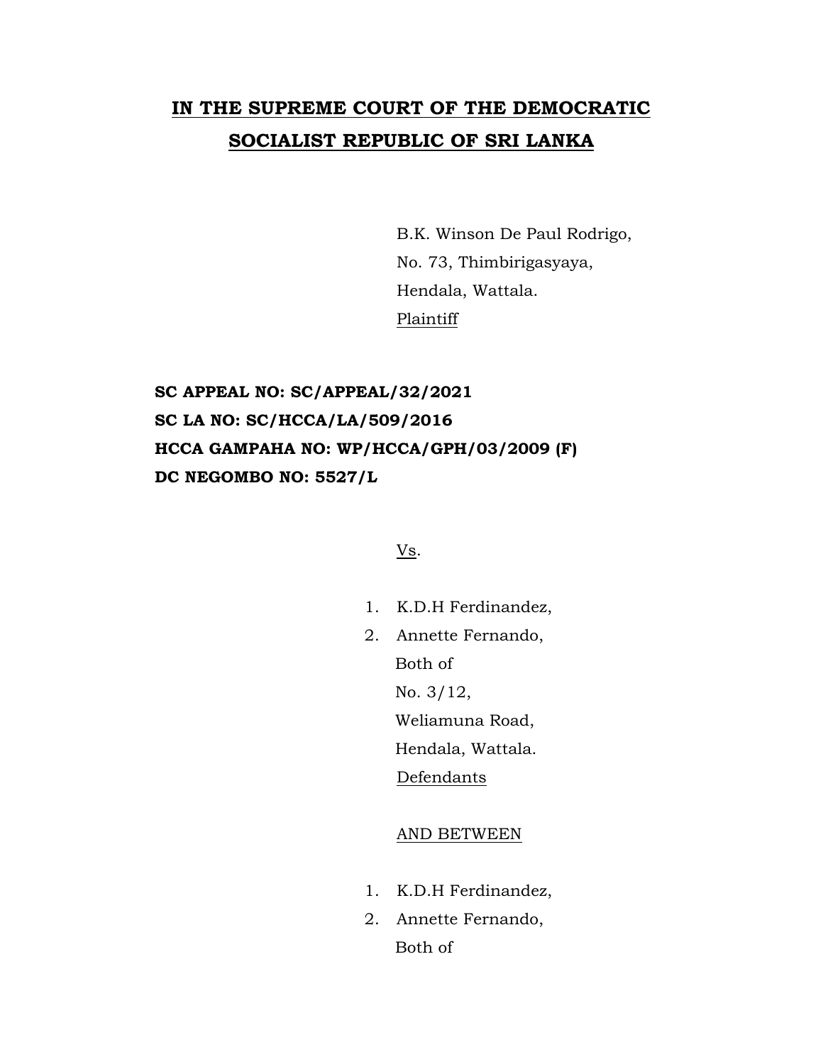# IN THE SUPREME COURT OF THE DEMOCRATIC SOCIALIST REPUBLIC OF SRI LANKA

B.K. Winson De Paul Rodrigo,
No. 73, Thimbirigasyaya,
Hendala, Wattala.
Plaintiff

**SC APPEAL NO: SC/APPEAL/32/2021**
**SC LA NO: SC/HCCA/LA/509/2016**
**HCCA GAMPAHA NO: WP/HCCA/GPH/03/2009 (F)**
**DC NEGOMBO NO: 5527/L**

Vs.

1. K.D.H Ferdinandez,
2. Annette Fernando,

Both of
No. 3/12,
Weliamuna Road,
Hendala, Wattala.
Defendants

AND BETWEEN

1. K.D.H Ferdinandez,
2. Annette Fernando,

Both of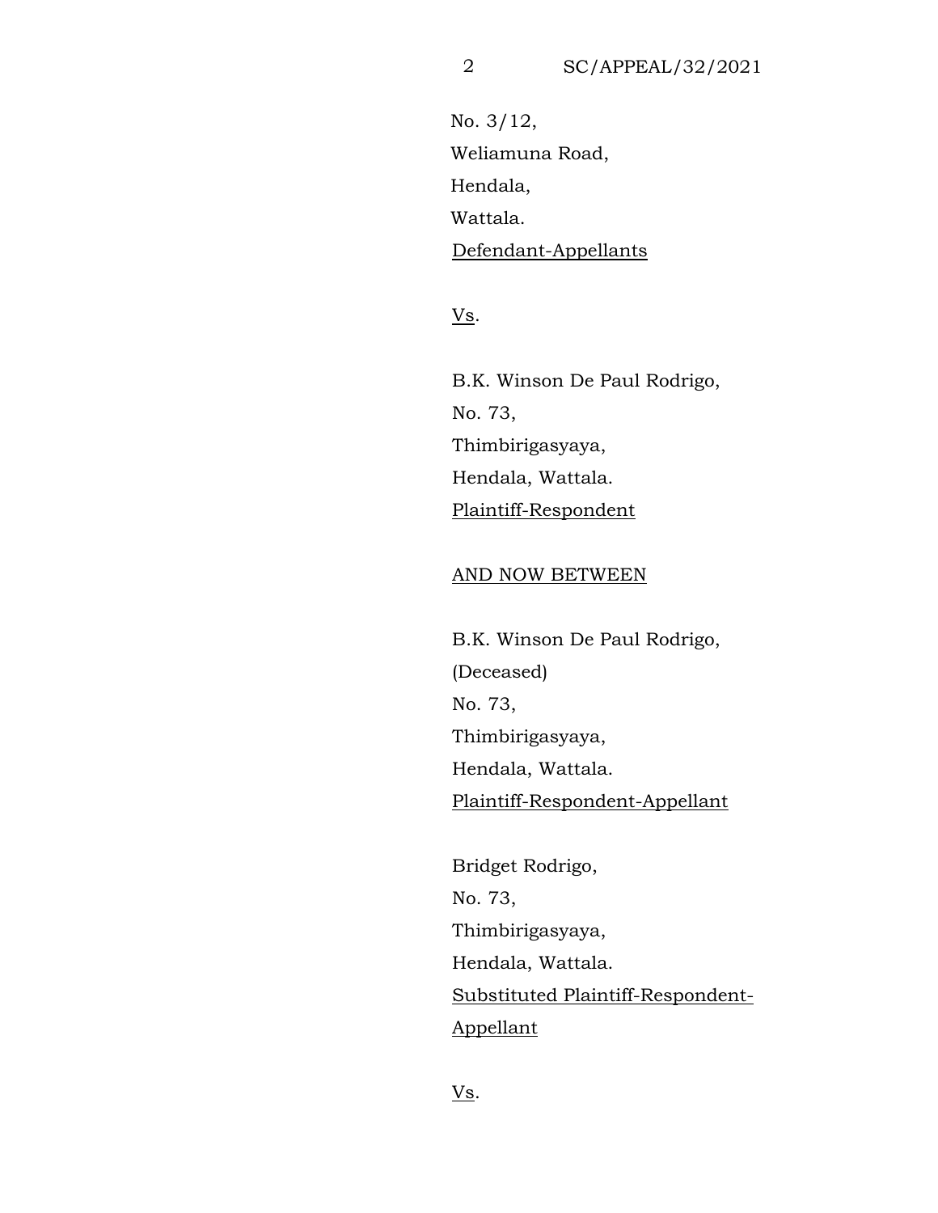No. 3/12,
Weliamuna Road,
Hendala,
Wattala.
Defendant-Appellants

Vs.

B.K. Winson De Paul Rodrigo,
No. 73,
Thimbirigasyaya,
Hendala, Wattala.
Plaintiff-Respondent

AND NOW BETWEEN

B.K. Winson De Paul Rodrigo,
(Deceased)
No. 73,
Thimbirigasyaya,
Hendala, Wattala.
Plaintiff-Respondent-Appellant

Bridget Rodrigo,
No. 73,
Thimbirigasyaya,
Hendala, Wattala.
Substituted Plaintiff-Respondent-Appellant

Vs.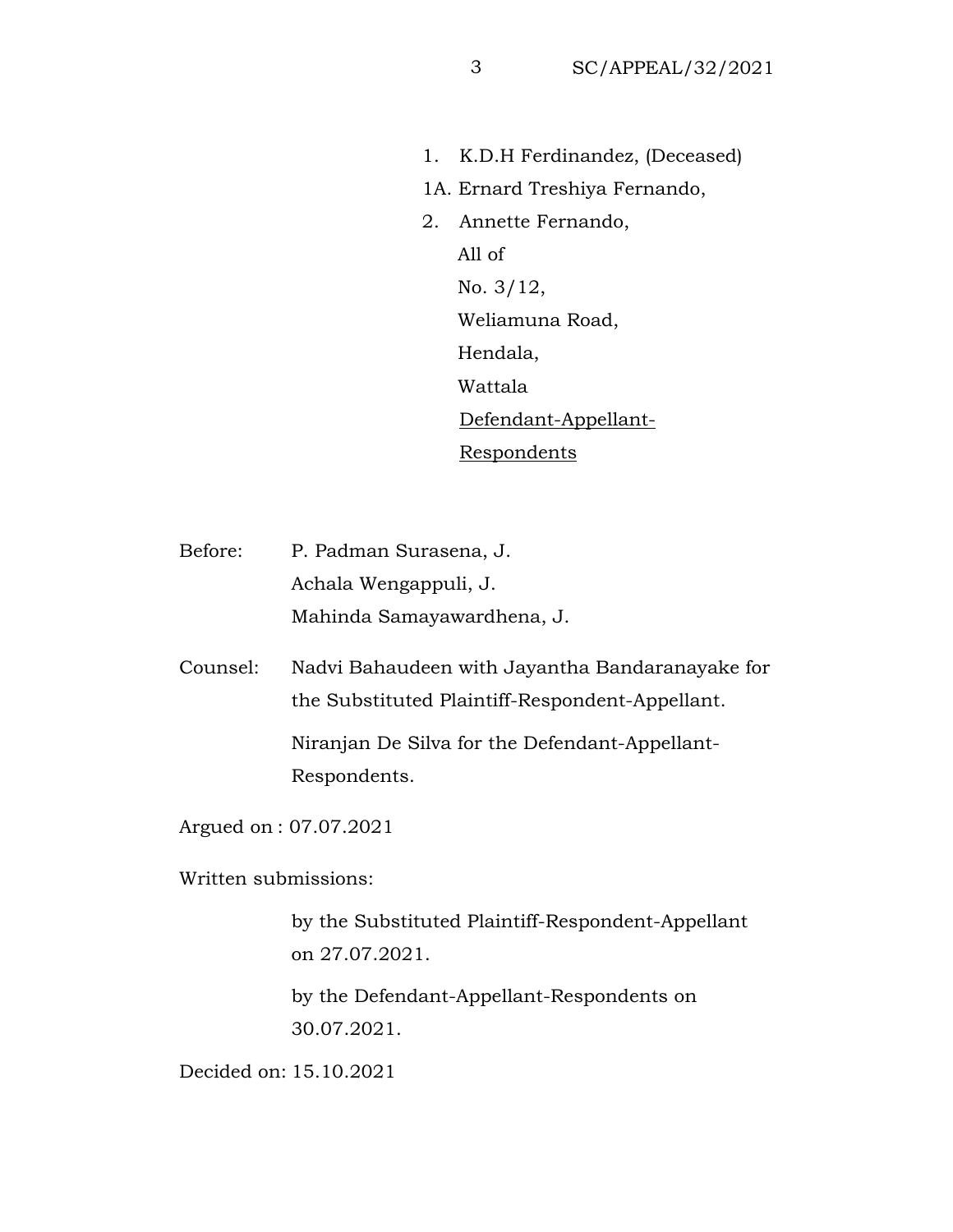1. K.D.H Ferdinandez, (Deceased)

1A. Ernard Treshiya Fernando,

2. Annette Fernando,

All of

No. 3/12,

Weliamuna Road,

Hendala,

Wattala

<u>Defendant-Appellant-Respondents</u>

Before: P. Padman Surasena, J.

Achala Wengappuli, J.

Mahinda Samayawardhena, J.

Counsel: Nadvi Bahaudeen with Jayantha Bandaranayake for the Substituted Plaintiff-Respondent-Appellant.

Niranjan De Silva for the Defendant-Appellant-Respondents.

Argued on : 07.07.2021

Written submissions:

by the Substituted Plaintiff-Respondent-Appellant on 27.07.2021.

by the Defendant-Appellant-Respondents on 30.07.2021.

Decided on: 15.10.2021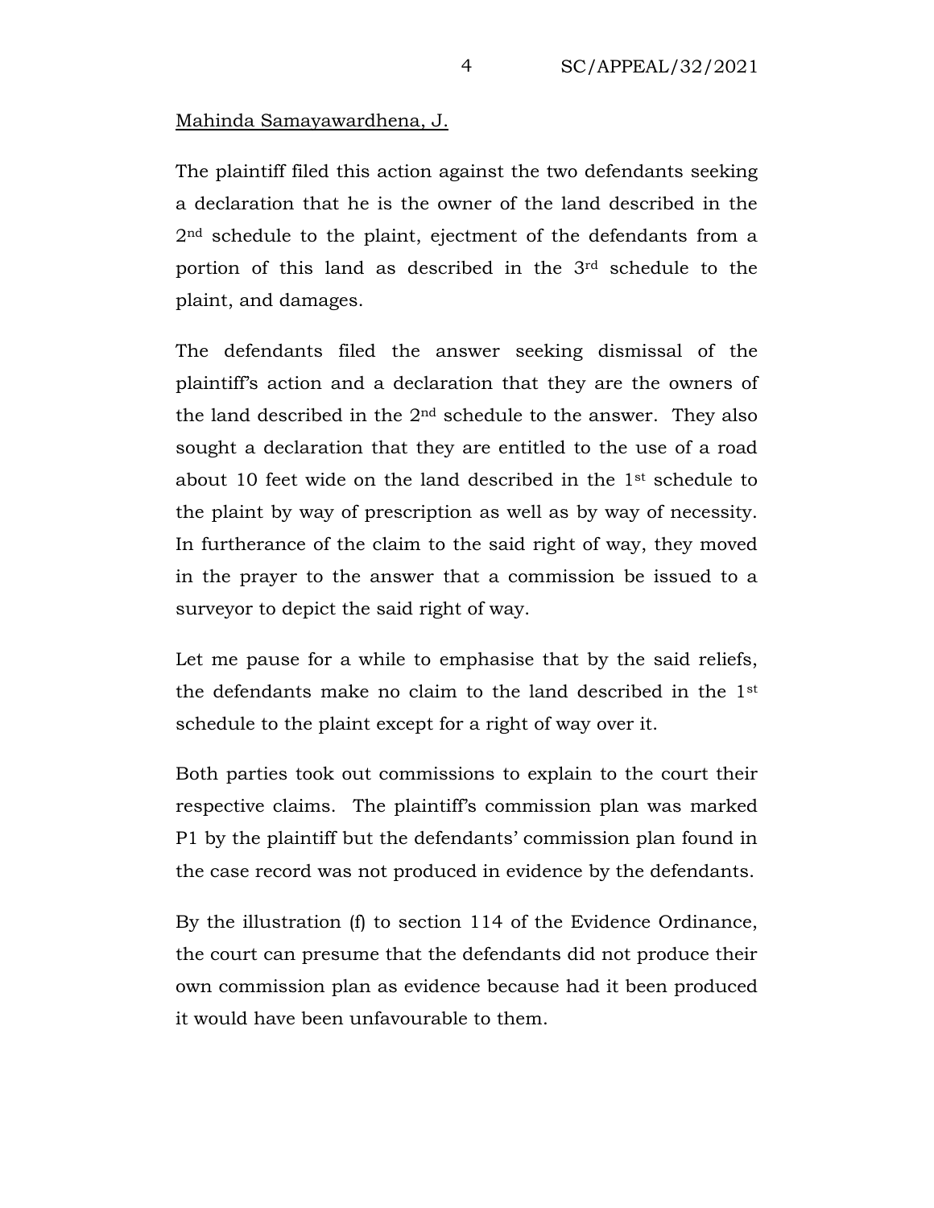Mahinda Samayawardhena, J.

The plaintiff filed this action against the two defendants seeking a declaration that he is the owner of the land described in the 2nd schedule to the plaint, ejectment of the defendants from a portion of this land as described in the 3rd schedule to the plaint, and damages.

The defendants filed the answer seeking dismissal of the plaintiff's action and a declaration that they are the owners of the land described in the 2nd schedule to the answer. They also sought a declaration that they are entitled to the use of a road about 10 feet wide on the land described in the 1st schedule to the plaint by way of prescription as well as by way of necessity. In furtherance of the claim to the said right of way, they moved in the prayer to the answer that a commission be issued to a surveyor to depict the said right of way.

Let me pause for a while to emphasise that by the said reliefs, the defendants make no claim to the land described in the 1st schedule to the plaint except for a right of way over it.

Both parties took out commissions to explain to the court their respective claims. The plaintiff's commission plan was marked P1 by the plaintiff but the defendants' commission plan found in the case record was not produced in evidence by the defendants.

By the illustration (f) to section 114 of the Evidence Ordinance, the court can presume that the defendants did not produce their own commission plan as evidence because had it been produced it would have been unfavourable to them.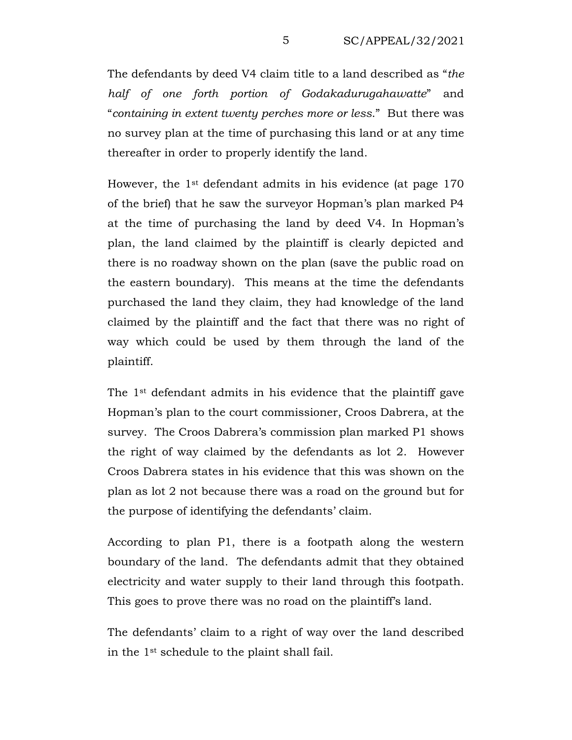The defendants by deed V4 claim title to a land described as "*the half of one forth portion of Godakadurugahawatte*" and "*containing in extent twenty perches more or less.*" But there was no survey plan at the time of purchasing this land or at any time thereafter in order to properly identify the land.

However, the 1st defendant admits in his evidence (at page 170 of the brief) that he saw the surveyor Hopman's plan marked P4 at the time of purchasing the land by deed V4. In Hopman's plan, the land claimed by the plaintiff is clearly depicted and there is no roadway shown on the plan (save the public road on the eastern boundary). This means at the time the defendants purchased the land they claim, they had knowledge of the land claimed by the plaintiff and the fact that there was no right of way which could be used by them through the land of the plaintiff.

The 1st defendant admits in his evidence that the plaintiff gave Hopman's plan to the court commissioner, Croos Dabrera, at the survey. The Croos Dabrera's commission plan marked P1 shows the right of way claimed by the defendants as lot 2. However Croos Dabrera states in his evidence that this was shown on the plan as lot 2 not because there was a road on the ground but for the purpose of identifying the defendants' claim.

According to plan P1, there is a footpath along the western boundary of the land. The defendants admit that they obtained electricity and water supply to their land through this footpath. This goes to prove there was no road on the plaintiff's land.

The defendants' claim to a right of way over the land described in the 1st schedule to the plaint shall fail.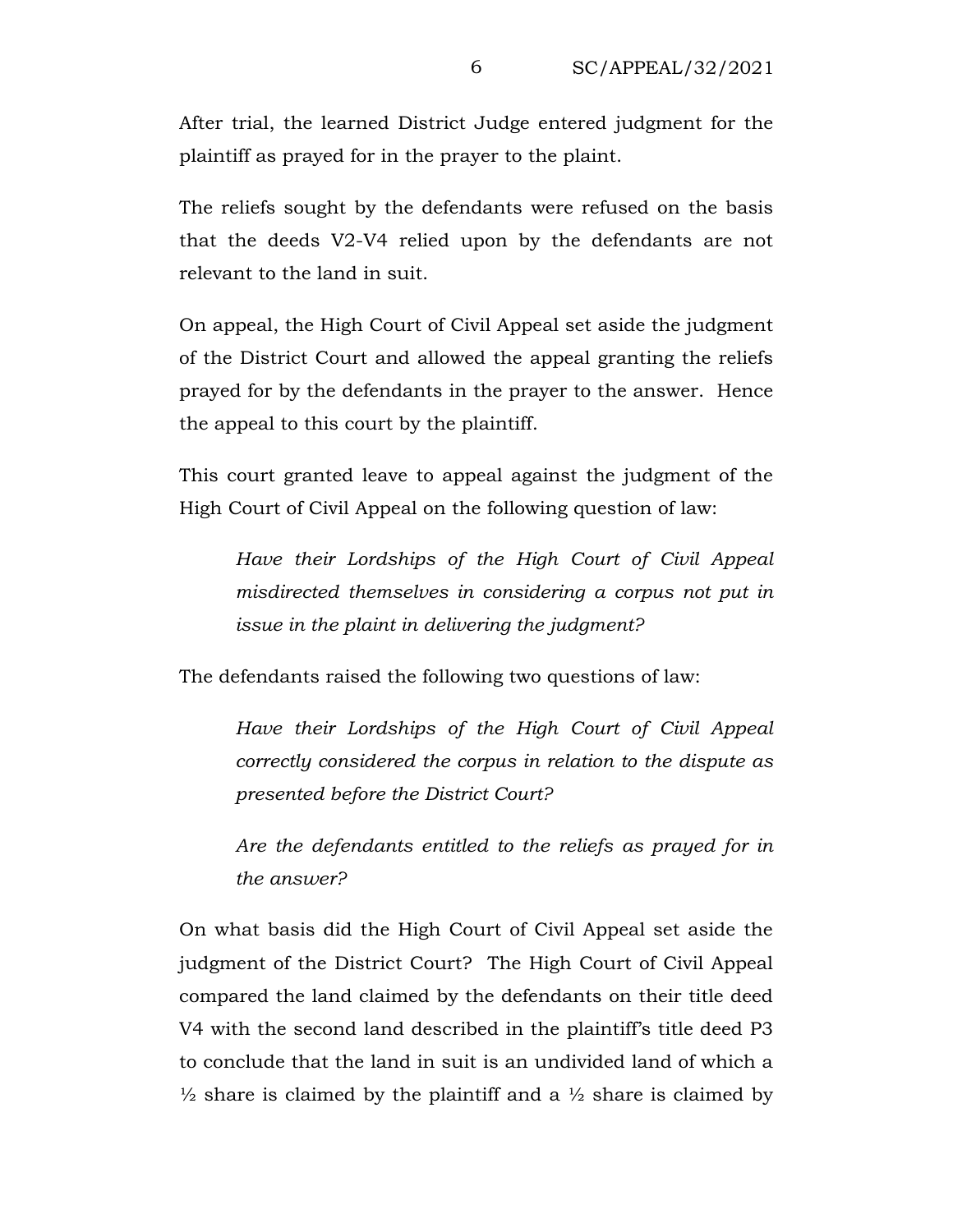After trial, the learned District Judge entered judgment for the plaintiff as prayed for in the prayer to the plaint.

The reliefs sought by the defendants were refused on the basis that the deeds V2-V4 relied upon by the defendants are not relevant to the land in suit.

On appeal, the High Court of Civil Appeal set aside the judgment of the District Court and allowed the appeal granting the reliefs prayed for by the defendants in the prayer to the answer. Hence the appeal to this court by the plaintiff.

This court granted leave to appeal against the judgment of the High Court of Civil Appeal on the following question of law:

> *Have their Lordships of the High Court of Civil Appeal misdirected themselves in considering a corpus not put in issue in the plaint in delivering the judgment?*

The defendants raised the following two questions of law:

> *Have their Lordships of the High Court of Civil Appeal correctly considered the corpus in relation to the dispute as presented before the District Court?*
>
> *Are the defendants entitled to the reliefs as prayed for in the answer?*

On what basis did the High Court of Civil Appeal set aside the judgment of the District Court? The High Court of Civil Appeal compared the land claimed by the defendants on their title deed V4 with the second land described in the plaintiff's title deed P3 to conclude that the land in suit is an undivided land of which a ½ share is claimed by the plaintiff and a ½ share is claimed by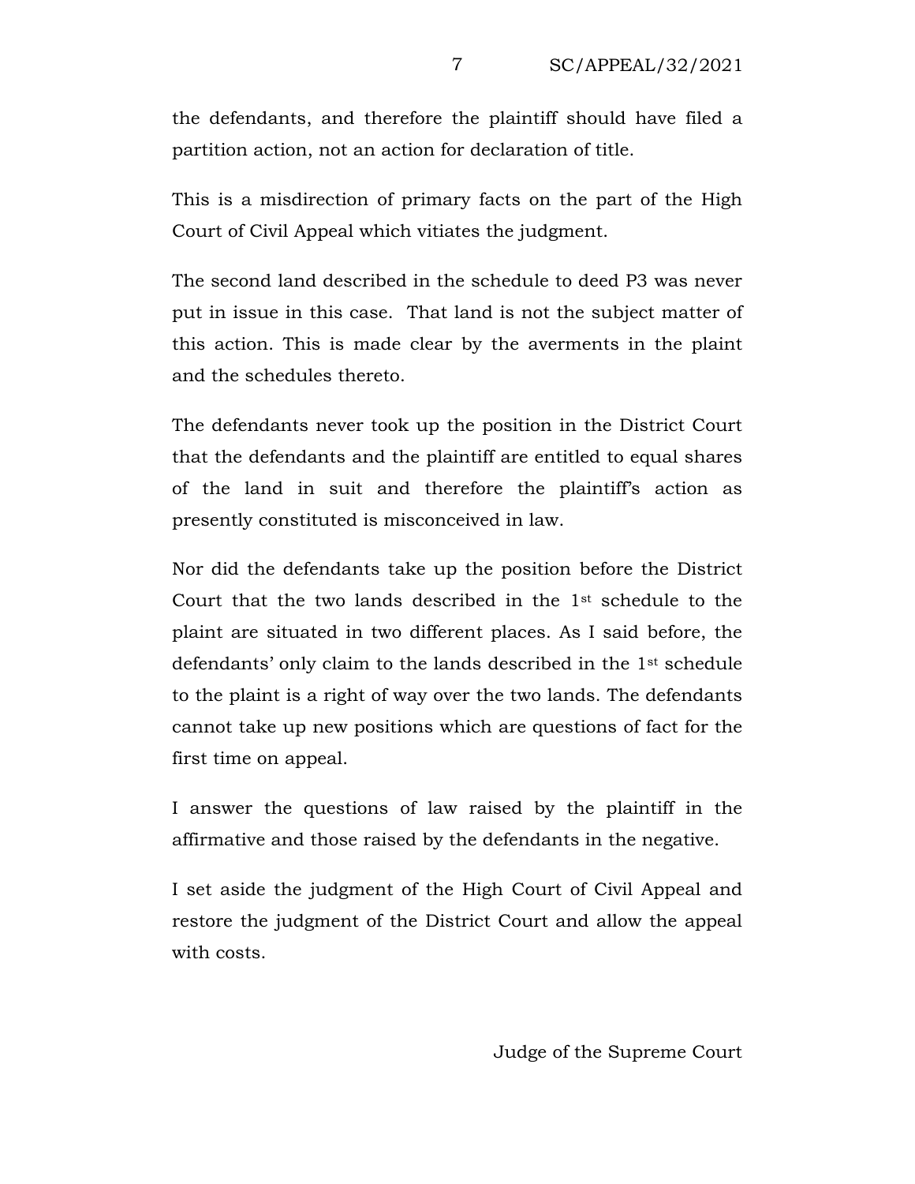the defendants, and therefore the plaintiff should have filed a partition action, not an action for declaration of title.

This is a misdirection of primary facts on the part of the High Court of Civil Appeal which vitiates the judgment.

The second land described in the schedule to deed P3 was never put in issue in this case. That land is not the subject matter of this action. This is made clear by the averments in the plaint and the schedules thereto.

The defendants never took up the position in the District Court that the defendants and the plaintiff are entitled to equal shares of the land in suit and therefore the plaintiff's action as presently constituted is misconceived in law.

Nor did the defendants take up the position before the District Court that the two lands described in the 1st schedule to the plaint are situated in two different places. As I said before, the defendants' only claim to the lands described in the 1st schedule to the plaint is a right of way over the two lands. The defendants cannot take up new positions which are questions of fact for the first time on appeal.

I answer the questions of law raised by the plaintiff in the affirmative and those raised by the defendants in the negative.

I set aside the judgment of the High Court of Civil Appeal and restore the judgment of the District Court and allow the appeal with costs.

Judge of the Supreme Court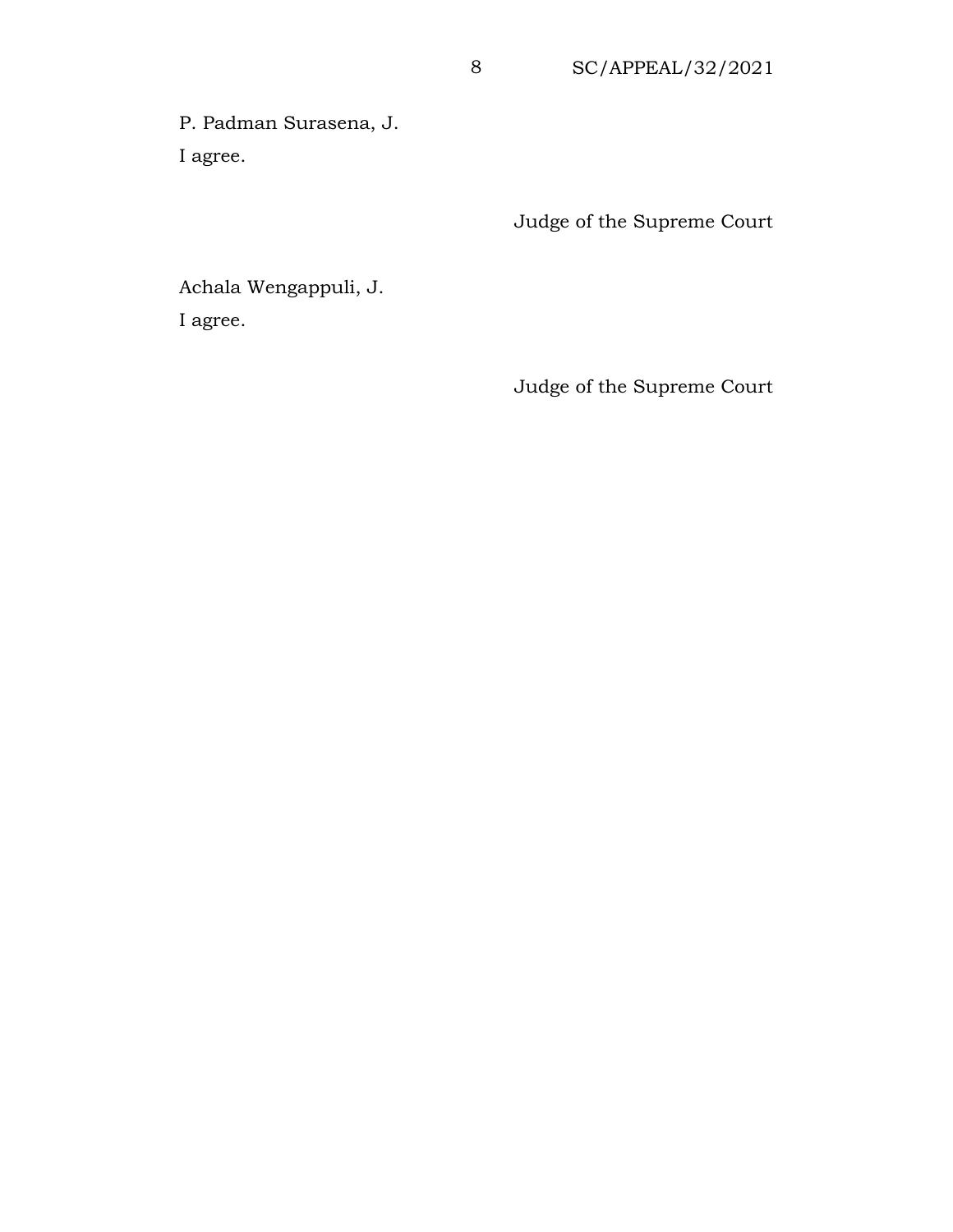P. Padman Surasena, J.

I agree.

Judge of the Supreme Court

Achala Wengappuli, J.

I agree.

Judge of the Supreme Court